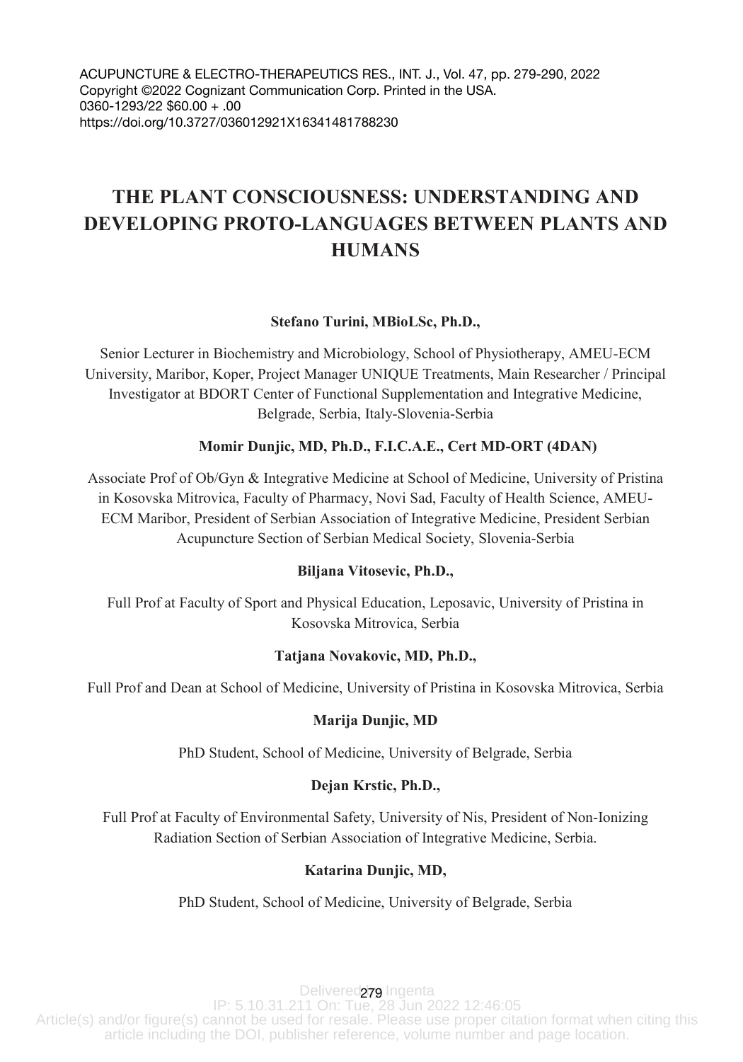ACUPUNCTURE & ELECTRO-THERAPEUTICS RES., INT. J., Vol. 47, pp. 279-290, 2022
Copyright ©2022 Cognizant Communication Corp. Printed in the USA.
0360-1293/22 $60.00 + .00
https://doi.org/10.3727/036012921X16341481788230

# THE PLANT CONSCIOUSNESS: UNDERSTANDING AND DEVELOPING PROTO-LANGUAGES BETWEEN PLANTS AND HUMANS

**Stefano Turini, MBioLSc, Ph.D.,**

Senior Lecturer in Biochemistry and Microbiology, School of Physiotherapy, AMEU-ECM University, Maribor, Koper, Project Manager UNIQUE Treatments, Main Researcher / Principal Investigator at BDORT Center of Functional Supplementation and Integrative Medicine, Belgrade, Serbia, Italy-Slovenia-Serbia

**Momir Dunjic, MD, Ph.D., F.I.C.A.E., Cert MD-ORT (4DAN)**

Associate Prof of Ob/Gyn & Integrative Medicine at School of Medicine, University of Pristina in Kosovska Mitrovica, Faculty of Pharmacy, Novi Sad, Faculty of Health Science, AMEU-ECM Maribor, President of Serbian Association of Integrative Medicine, President Serbian Acupuncture Section of Serbian Medical Society, Slovenia-Serbia

**Biljana Vitosevic, Ph.D.,**

Full Prof at Faculty of Sport and Physical Education, Leposavic, University of Pristina in Kosovska Mitrovica, Serbia

**Tatjana Novakovic, MD, Ph.D.,**

Full Prof and Dean at School of Medicine, University of Pristina in Kosovska Mitrovica, Serbia

**Marija Dunjic, MD**

PhD Student, School of Medicine, University of Belgrade, Serbia

**Dejan Krstic, Ph.D.,**

Full Prof at Faculty of Environmental Safety, University of Nis, President of Non-Ionizing Radiation Section of Serbian Association of Integrative Medicine, Serbia.

**Katarina Dunjic, MD,**

PhD Student, School of Medicine, University of Belgrade, Serbia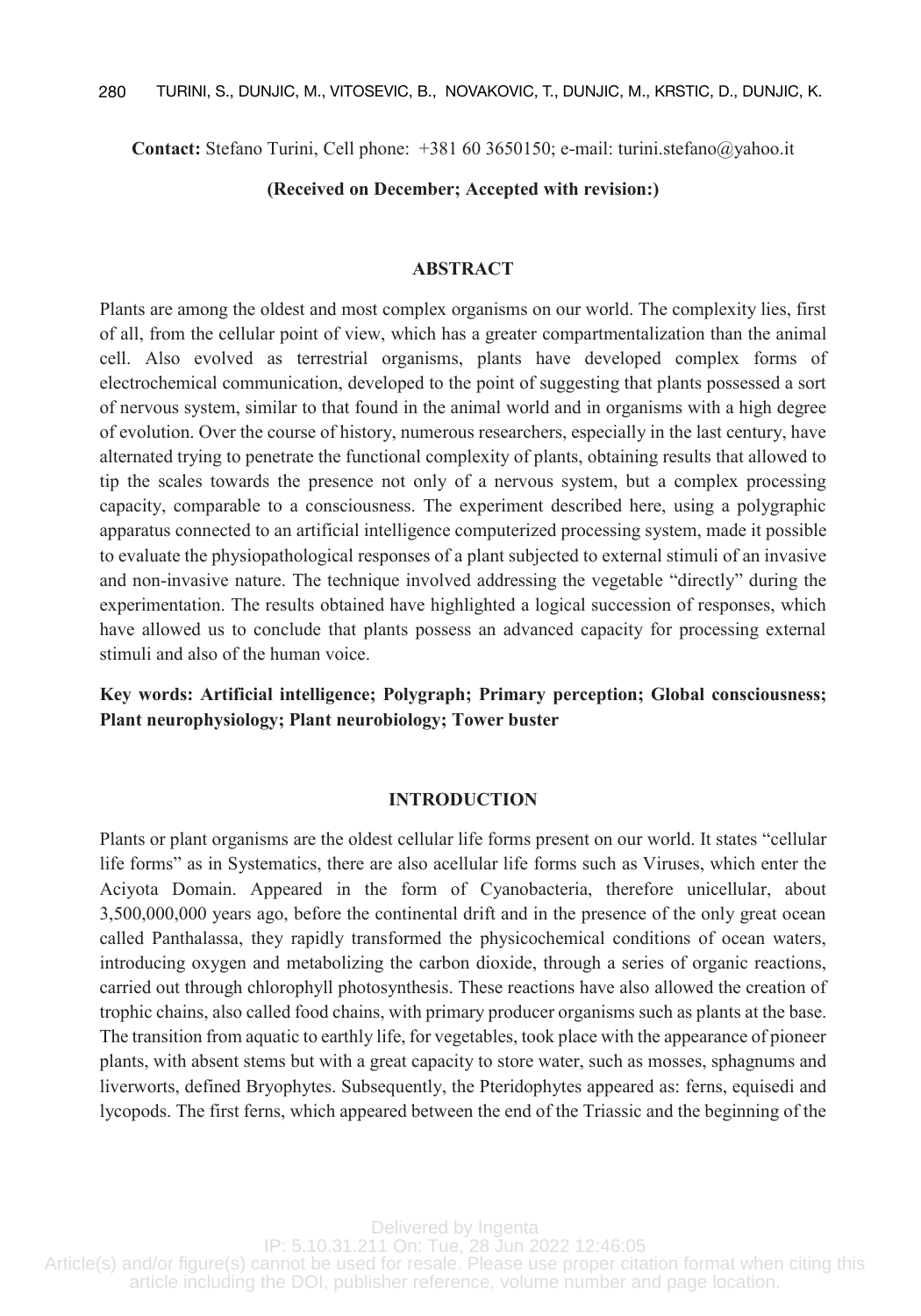**Contact:** Stefano Turini, Cell phone: +381 60 3650150; e-mail: turini.stefano@yahoo.it

**(Received on December; Accepted with revision:)**

## ABSTRACT

Plants are among the oldest and most complex organisms on our world. The complexity lies, first of all, from the cellular point of view, which has a greater compartmentalization than the animal cell. Also evolved as terrestrial organisms, plants have developed complex forms of electrochemical communication, developed to the point of suggesting that plants possessed a sort of nervous system, similar to that found in the animal world and in organisms with a high degree of evolution. Over the course of history, numerous researchers, especially in the last century, have alternated trying to penetrate the functional complexity of plants, obtaining results that allowed to tip the scales towards the presence not only of a nervous system, but a complex processing capacity, comparable to a consciousness. The experiment described here, using a polygraphic apparatus connected to an artificial intelligence computerized processing system, made it possible to evaluate the physiopathological responses of a plant subjected to external stimuli of an invasive and non-invasive nature. The technique involved addressing the vegetable "directly" during the experimentation. The results obtained have highlighted a logical succession of responses, which have allowed us to conclude that plants possess an advanced capacity for processing external stimuli and also of the human voice.

**Key words: Artificial intelligence; Polygraph; Primary perception; Global consciousness; Plant neurophysiology; Plant neurobiology; Tower buster**

## INTRODUCTION

Plants or plant organisms are the oldest cellular life forms present on our world. It states "cellular life forms" as in Systematics, there are also acellular life forms such as Viruses, which enter the Aciyota Domain. Appeared in the form of Cyanobacteria, therefore unicellular, about 3,500,000,000 years ago, before the continental drift and in the presence of the only great ocean called Panthalassa, they rapidly transformed the physicochemical conditions of ocean waters, introducing oxygen and metabolizing the carbon dioxide, through a series of organic reactions, carried out through chlorophyll photosynthesis. These reactions have also allowed the creation of trophic chains, also called food chains, with primary producer organisms such as plants at the base. The transition from aquatic to earthly life, for vegetables, took place with the appearance of pioneer plants, with absent stems but with a great capacity to store water, such as mosses, sphagnums and liverworts, defined Bryophytes. Subsequently, the Pteridophytes appeared as: ferns, equisedi and lycopods. The first ferns, which appeared between the end of the Triassic and the beginning of the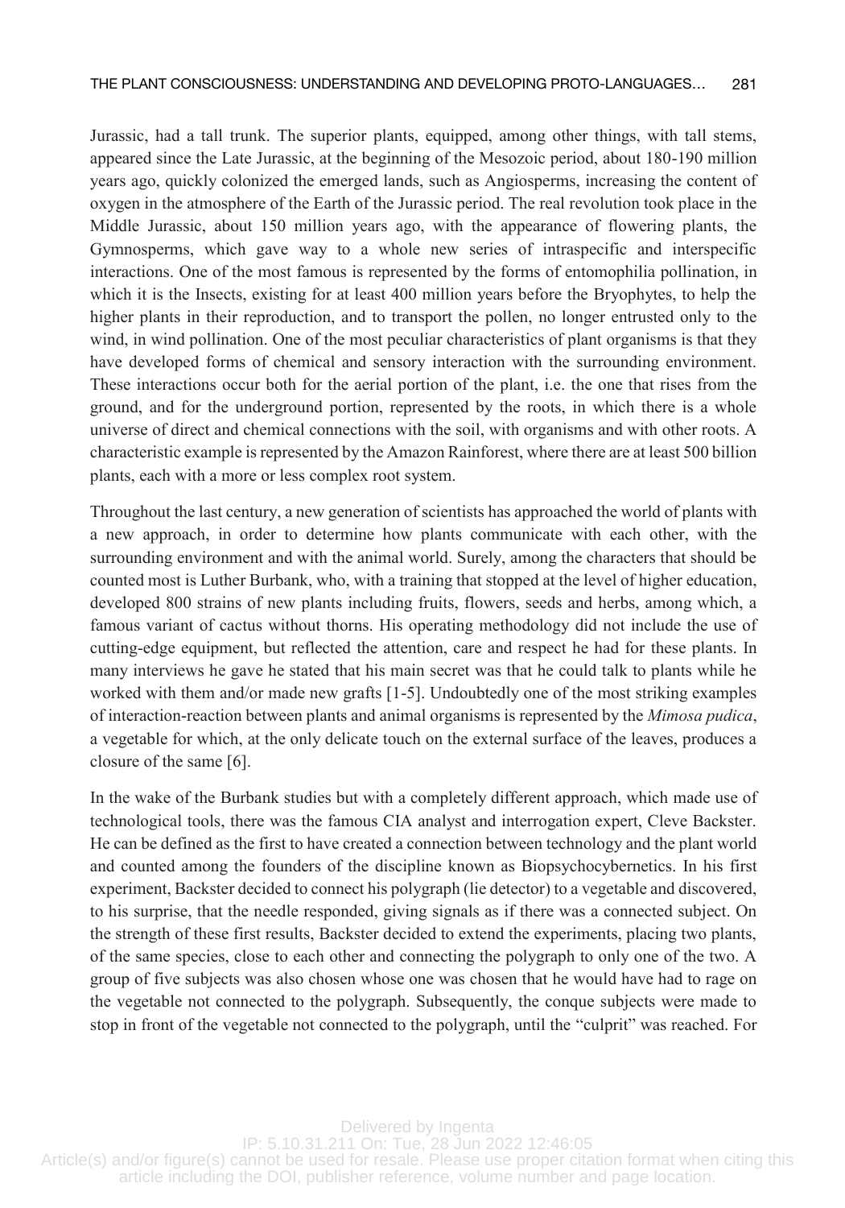Jurassic, had a tall trunk. The superior plants, equipped, among other things, with tall stems, appeared since the Late Jurassic, at the beginning of the Mesozoic period, about 180-190 million years ago, quickly colonized the emerged lands, such as Angiosperms, increasing the content of oxygen in the atmosphere of the Earth of the Jurassic period. The real revolution took place in the Middle Jurassic, about 150 million years ago, with the appearance of flowering plants, the Gymnosperms, which gave way to a whole new series of intraspecific and interspecific interactions. One of the most famous is represented by the forms of entomophilia pollination, in which it is the Insects, existing for at least 400 million years before the Bryophytes, to help the higher plants in their reproduction, and to transport the pollen, no longer entrusted only to the wind, in wind pollination. One of the most peculiar characteristics of plant organisms is that they have developed forms of chemical and sensory interaction with the surrounding environment. These interactions occur both for the aerial portion of the plant, i.e. the one that rises from the ground, and for the underground portion, represented by the roots, in which there is a whole universe of direct and chemical connections with the soil, with organisms and with other roots. A characteristic example is represented by the Amazon Rainforest, where there are at least 500 billion plants, each with a more or less complex root system.

Throughout the last century, a new generation of scientists has approached the world of plants with a new approach, in order to determine how plants communicate with each other, with the surrounding environment and with the animal world. Surely, among the characters that should be counted most is Luther Burbank, who, with a training that stopped at the level of higher education, developed 800 strains of new plants including fruits, flowers, seeds and herbs, among which, a famous variant of cactus without thorns. His operating methodology did not include the use of cutting-edge equipment, but reflected the attention, care and respect he had for these plants. In many interviews he gave he stated that his main secret was that he could talk to plants while he worked with them and/or made new grafts [1-5]. Undoubtedly one of the most striking examples of interaction-reaction between plants and animal organisms is represented by the *Mimosa pudica*, a vegetable for which, at the only delicate touch on the external surface of the leaves, produces a closure of the same [6].

In the wake of the Burbank studies but with a completely different approach, which made use of technological tools, there was the famous CIA analyst and interrogation expert, Cleve Backster. He can be defined as the first to have created a connection between technology and the plant world and counted among the founders of the discipline known as Biopsychocybernetics. In his first experiment, Backster decided to connect his polygraph (lie detector) to a vegetable and discovered, to his surprise, that the needle responded, giving signals as if there was a connected subject. On the strength of these first results, Backster decided to extend the experiments, placing two plants, of the same species, close to each other and connecting the polygraph to only one of the two. A group of five subjects was also chosen whose one was chosen that he would have had to rage on the vegetable not connected to the polygraph. Subsequently, the conque subjects were made to stop in front of the vegetable not connected to the polygraph, until the "culprit" was reached. For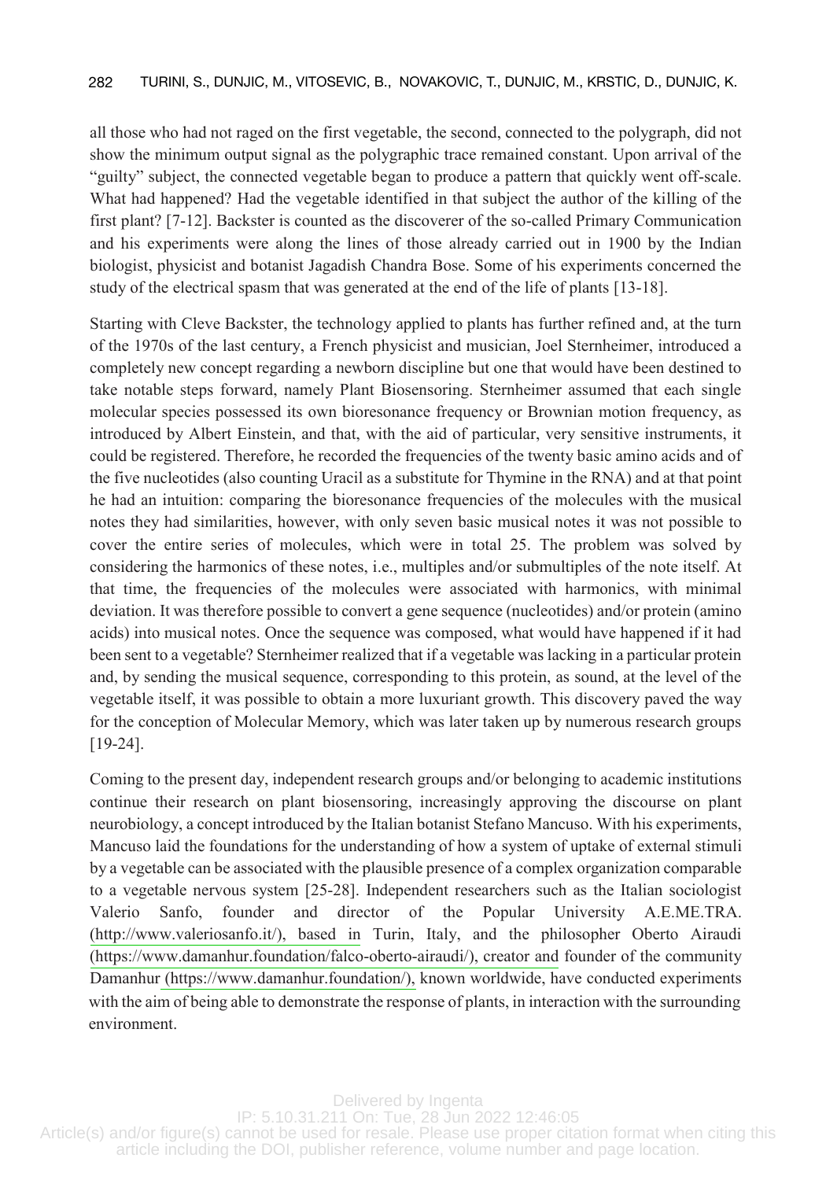all those who had not raged on the first vegetable, the second, connected to the polygraph, did not show the minimum output signal as the polygraphic trace remained constant. Upon arrival of the "guilty" subject, the connected vegetable began to produce a pattern that quickly went off-scale. What had happened? Had the vegetable identified in that subject the author of the killing of the first plant? [7-12]. Backster is counted as the discoverer of the so-called Primary Communication and his experiments were along the lines of those already carried out in 1900 by the Indian biologist, physicist and botanist Jagadish Chandra Bose. Some of his experiments concerned the study of the electrical spasm that was generated at the end of the life of plants [13-18].

Starting with Cleve Backster, the technology applied to plants has further refined and, at the turn of the 1970s of the last century, a French physicist and musician, Joel Sternheimer, introduced a completely new concept regarding a newborn discipline but one that would have been destined to take notable steps forward, namely Plant Biosensoring. Sternheimer assumed that each single molecular species possessed its own bioresonance frequency or Brownian motion frequency, as introduced by Albert Einstein, and that, with the aid of particular, very sensitive instruments, it could be registered. Therefore, he recorded the frequencies of the twenty basic amino acids and of the five nucleotides (also counting Uracil as a substitute for Thymine in the RNA) and at that point he had an intuition: comparing the bioresonance frequencies of the molecules with the musical notes they had similarities, however, with only seven basic musical notes it was not possible to cover the entire series of molecules, which were in total 25. The problem was solved by considering the harmonics of these notes, i.e., multiples and/or submultiples of the note itself. At that time, the frequencies of the molecules were associated with harmonics, with minimal deviation. It was therefore possible to convert a gene sequence (nucleotides) and/or protein (amino acids) into musical notes. Once the sequence was composed, what would have happened if it had been sent to a vegetable? Sternheimer realized that if a vegetable was lacking in a particular protein and, by sending the musical sequence, corresponding to this protein, as sound, at the level of the vegetable itself, it was possible to obtain a more luxuriant growth. This discovery paved the way for the conception of Molecular Memory, which was later taken up by numerous research groups [19-24].

Coming to the present day, independent research groups and/or belonging to academic institutions continue their research on plant biosensoring, increasingly approving the discourse on plant neurobiology, a concept introduced by the Italian botanist Stefano Mancuso. With his experiments, Mancuso laid the foundations for the understanding of how a system of uptake of external stimuli by a vegetable can be associated with the plausible presence of a complex organization comparable to a vegetable nervous system [25-28]. Independent researchers such as the Italian sociologist Valerio Sanfo, founder and director of the Popular University A.E.ME.TRA. (http://www.valeriosanfo.it/), based in Turin, Italy, and the philosopher Oberto Airaudi (https://www.damanhur.foundation/falco-oberto-airaudi/), creator and founder of the community Damanhur (https://www.damanhur.foundation/), known worldwide, have conducted experiments with the aim of being able to demonstrate the response of plants, in interaction with the surrounding environment.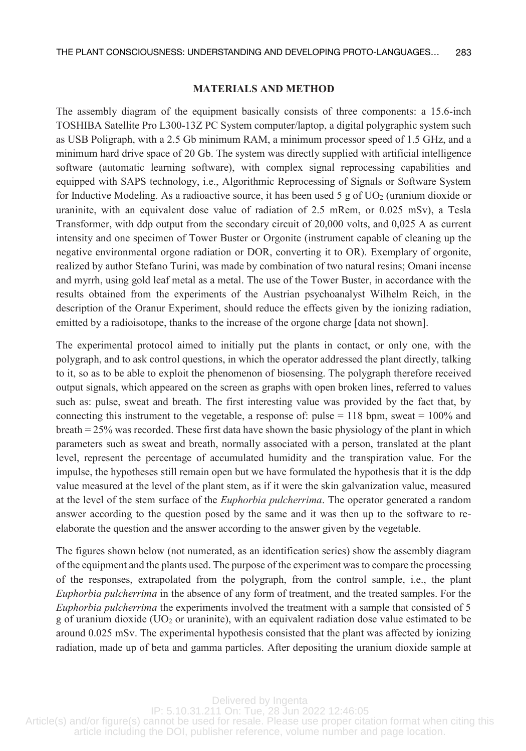## MATERIALS AND METHOD

The assembly diagram of the equipment basically consists of three components: a 15.6-inch TOSHIBA Satellite Pro L300-13Z PC System computer/laptop, a digital polygraphic system such as USB Poligraph, with a 2.5 Gb minimum RAM, a minimum processor speed of 1.5 GHz, and a minimum hard drive space of 20 Gb. The system was directly supplied with artificial intelligence software (automatic learning software), with complex signal reprocessing capabilities and equipped with SAPS technology, i.e., Algorithmic Reprocessing of Signals or Software System for Inductive Modeling. As a radioactive source, it has been used 5 g of $UO_2$ (uranium dioxide or uraninite, with an equivalent dose value of radiation of 2.5 mRem, or 0.025 mSv), a Tesla Transformer, with ddp output from the secondary circuit of 20,000 volts, and 0,025 A as current intensity and one specimen of Tower Buster or Orgonite (instrument capable of cleaning up the negative environmental orgone radiation or DOR, converting it to OR). Exemplary of orgonite, realized by author Stefano Turini, was made by combination of two natural resins; Omani incense and myrrh, using gold leaf metal as a metal. The use of the Tower Buster, in accordance with the results obtained from the experiments of the Austrian psychoanalyst Wilhelm Reich, in the description of the Oranur Experiment, should reduce the effects given by the ionizing radiation, emitted by a radioisotope, thanks to the increase of the orgone charge [data not shown].

The experimental protocol aimed to initially put the plants in contact, or only one, with the polygraph, and to ask control questions, in which the operator addressed the plant directly, talking to it, so as to be able to exploit the phenomenon of biosensing. The polygraph therefore received output signals, which appeared on the screen as graphs with open broken lines, referred to values such as: pulse, sweat and breath. The first interesting value was provided by the fact that, by connecting this instrument to the vegetable, a response of: pulse = 118 bpm, sweat = 100% and breath = 25% was recorded. These first data have shown the basic physiology of the plant in which parameters such as sweat and breath, normally associated with a person, translated at the plant level, represent the percentage of accumulated humidity and the transpiration value. For the impulse, the hypotheses still remain open but we have formulated the hypothesis that it is the ddp value measured at the level of the plant stem, as if it were the skin galvanization value, measured at the level of the stem surface of the *Euphorbia pulcherrima*. The operator generated a random answer according to the question posed by the same and it was then up to the software to re-elaborate the question and the answer according to the answer given by the vegetable.

The figures shown below (not numerated, as an identification series) show the assembly diagram of the equipment and the plants used. The purpose of the experiment was to compare the processing of the responses, extrapolated from the polygraph, from the control sample, i.e., the plant *Euphorbia pulcherrima* in the absence of any form of treatment, and the treated samples. For the *Euphorbia pulcherrima* the experiments involved the treatment with a sample that consisted of 5 g of uranium dioxide ($UO_2$ or uraninite), with an equivalent radiation dose value estimated to be around 0.025 mSv. The experimental hypothesis consisted that the plant was affected by ionizing radiation, made up of beta and gamma particles. After depositing the uranium dioxide sample at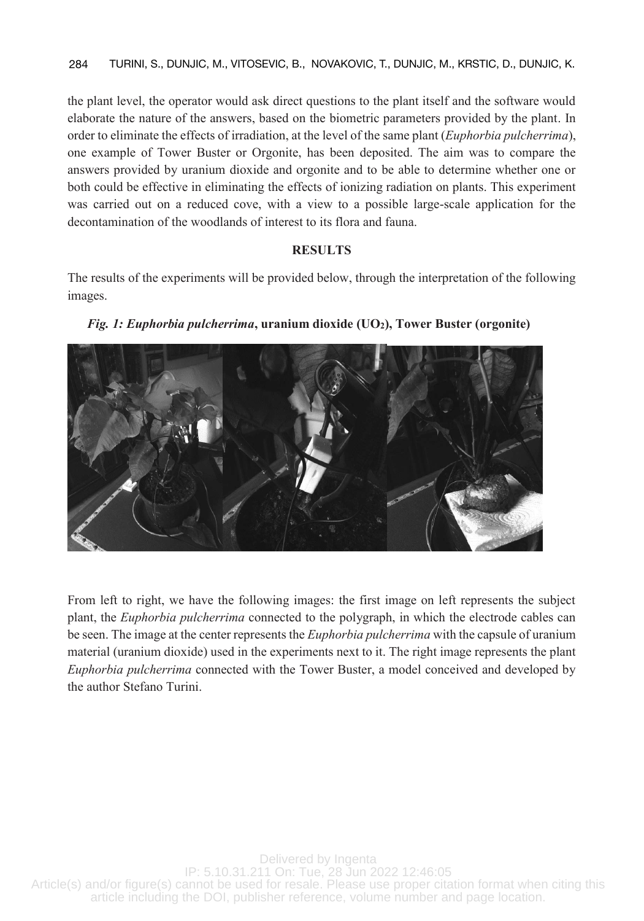the plant level, the operator would ask direct questions to the plant itself and the software would elaborate the nature of the answers, based on the biometric parameters provided by the plant. In order to eliminate the effects of irradiation, at the level of the same plant (*Euphorbia pulcherrima*), one example of Tower Buster or Orgonite, has been deposited. The aim was to compare the answers provided by uranium dioxide and orgonite and to be able to determine whether one or both could be effective in eliminating the effects of ionizing radiation on plants. This experiment was carried out on a reduced cove, with a view to a possible large-scale application for the decontamination of the woodlands of interest to its flora and fauna.

## RESULTS

The results of the experiments will be provided below, through the interpretation of the following images.

***Fig. 1: Euphorbia pulcherrima*, uranium dioxide ($UO_2$), Tower Buster (orgonite)**

From left to right, we have the following images: the first image on left represents the subject plant, the *Euphorbia pulcherrima* connected to the polygraph, in which the electrode cables can be seen. The image at the center represents the *Euphorbia pulcherrima* with the capsule of uranium material (uranium dioxide) used in the experiments next to it. The right image represents the plant *Euphorbia pulcherrima* connected with the Tower Buster, a model conceived and developed by the author Stefano Turini.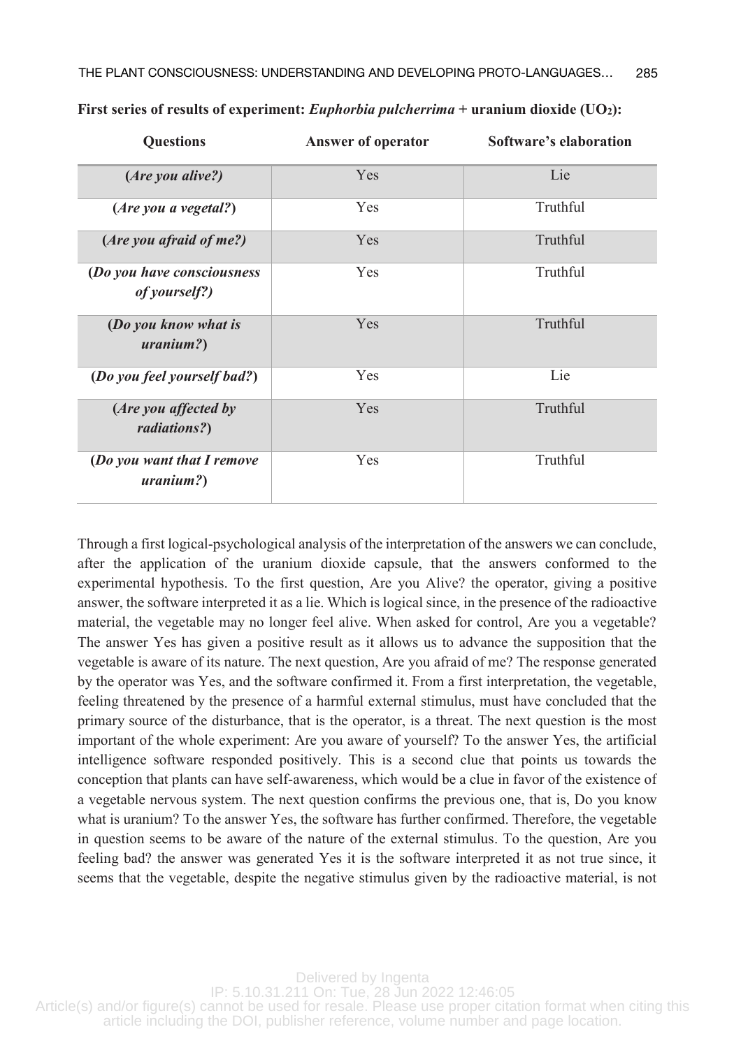**First series of results of experiment: *Euphorbia pulcherrima* + uranium dioxide ($UO_2$):**

| Questions | Answer of operator | Software's elaboration |
|---|---|---|
| **(*Are you alive?)*** | Yes | Lie |
| **(*Are you a vegetal?*)** | Yes | Truthful |
| **(*Are you afraid of me?)*** | Yes | Truthful |
| **(*Do you have consciousness of yourself?)*** | Yes | Truthful |
| **(*Do you know what is uranium?*)** | Yes | Truthful |
| **(*Do you feel yourself bad?*)** | Yes | Lie |
| **(*Are you affected by radiations?*)** | Yes | Truthful |
| **(*Do you want that I remove uranium?*)** | Yes | Truthful |

Through a first logical-psychological analysis of the interpretation of the answers we can conclude, after the application of the uranium dioxide capsule, that the answers conformed to the experimental hypothesis. To the first question, Are you Alive? the operator, giving a positive answer, the software interpreted it as a lie. Which is logical since, in the presence of the radioactive material, the vegetable may no longer feel alive. When asked for control, Are you a vegetable? The answer Yes has given a positive result as it allows us to advance the supposition that the vegetable is aware of its nature. The next question, Are you afraid of me? The response generated by the operator was Yes, and the software confirmed it. From a first interpretation, the vegetable, feeling threatened by the presence of a harmful external stimulus, must have concluded that the primary source of the disturbance, that is the operator, is a threat. The next question is the most important of the whole experiment: Are you aware of yourself? To the answer Yes, the artificial intelligence software responded positively. This is a second clue that points us towards the conception that plants can have self-awareness, which would be a clue in favor of the existence of a vegetable nervous system. The next question confirms the previous one, that is, Do you know what is uranium? To the answer Yes, the software has further confirmed. Therefore, the vegetable in question seems to be aware of the nature of the external stimulus. To the question, Are you feeling bad? the answer was generated Yes it is the software interpreted it as not true since, it seems that the vegetable, despite the negative stimulus given by the radioactive material, is not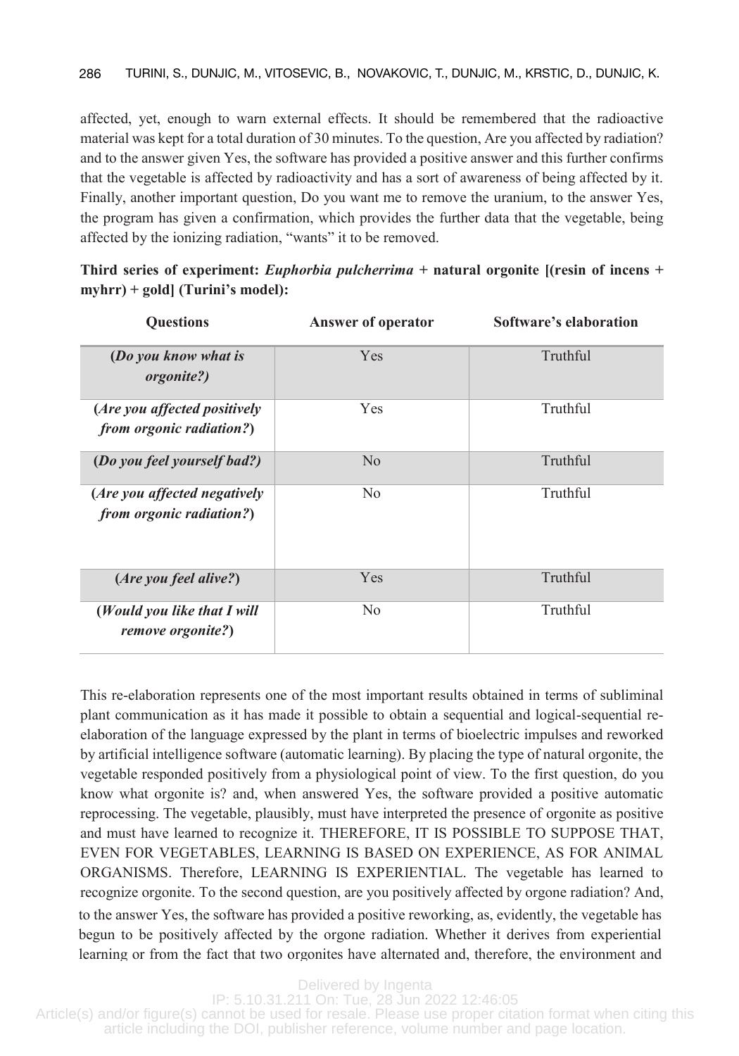affected, yet, enough to warn external effects. It should be remembered that the radioactive material was kept for a total duration of 30 minutes. To the question, Are you affected by radiation? and to the answer given Yes, the software has provided a positive answer and this further confirms that the vegetable is affected by radioactivity and has a sort of awareness of being affected by it. Finally, another important question, Do you want me to remove the uranium, to the answer Yes, the program has given a confirmation, which provides the further data that the vegetable, being affected by the ionizing radiation, "wants" it to be removed.

**Third series of experiment: *Euphorbia pulcherrima* + natural orgonite [(resin of incens + myhrr) + gold] (Turini's model):**

| Questions | Answer of operator | Software's elaboration |
|---|---|---|
| **(*Do you know what is orgonite?*)** | Yes | Truthful |
| **(*Are you affected positively from orgonic radiation?*)** | Yes | Truthful |
| **(*Do you feel yourself bad?*)** | No | Truthful |
| **(*Are you affected negatively from orgonic radiation?*)** | No | Truthful |
| **(*Are you feel alive?*)** | Yes | Truthful |
| **(*Would you like that I will remove orgonite?*)** | No | Truthful |

This re-elaboration represents one of the most important results obtained in terms of subliminal plant communication as it has made it possible to obtain a sequential and logical-sequential re-elaboration of the language expressed by the plant in terms of bioelectric impulses and reworked by artificial intelligence software (automatic learning). By placing the type of natural orgonite, the vegetable responded positively from a physiological point of view. To the first question, do you know what orgonite is? and, when answered Yes, the software provided a positive automatic reprocessing. The vegetable, plausibly, must have interpreted the presence of orgonite as positive and must have learned to recognize it. THEREFORE, IT IS POSSIBLE TO SUPPOSE THAT, EVEN FOR VEGETABLES, LEARNING IS BASED ON EXPERIENCE, AS FOR ANIMAL ORGANISMS. Therefore, LEARNING IS EXPERIENTIAL. The vegetable has learned to recognize orgonite. To the second question, are you positively affected by orgone radiation? And, to the answer Yes, the software has provided a positive reworking, as, evidently, the vegetable has begun to be positively affected by the orgone radiation. Whether it derives from experiential learning or from the fact that two orgonites have alternated and, therefore, the environment and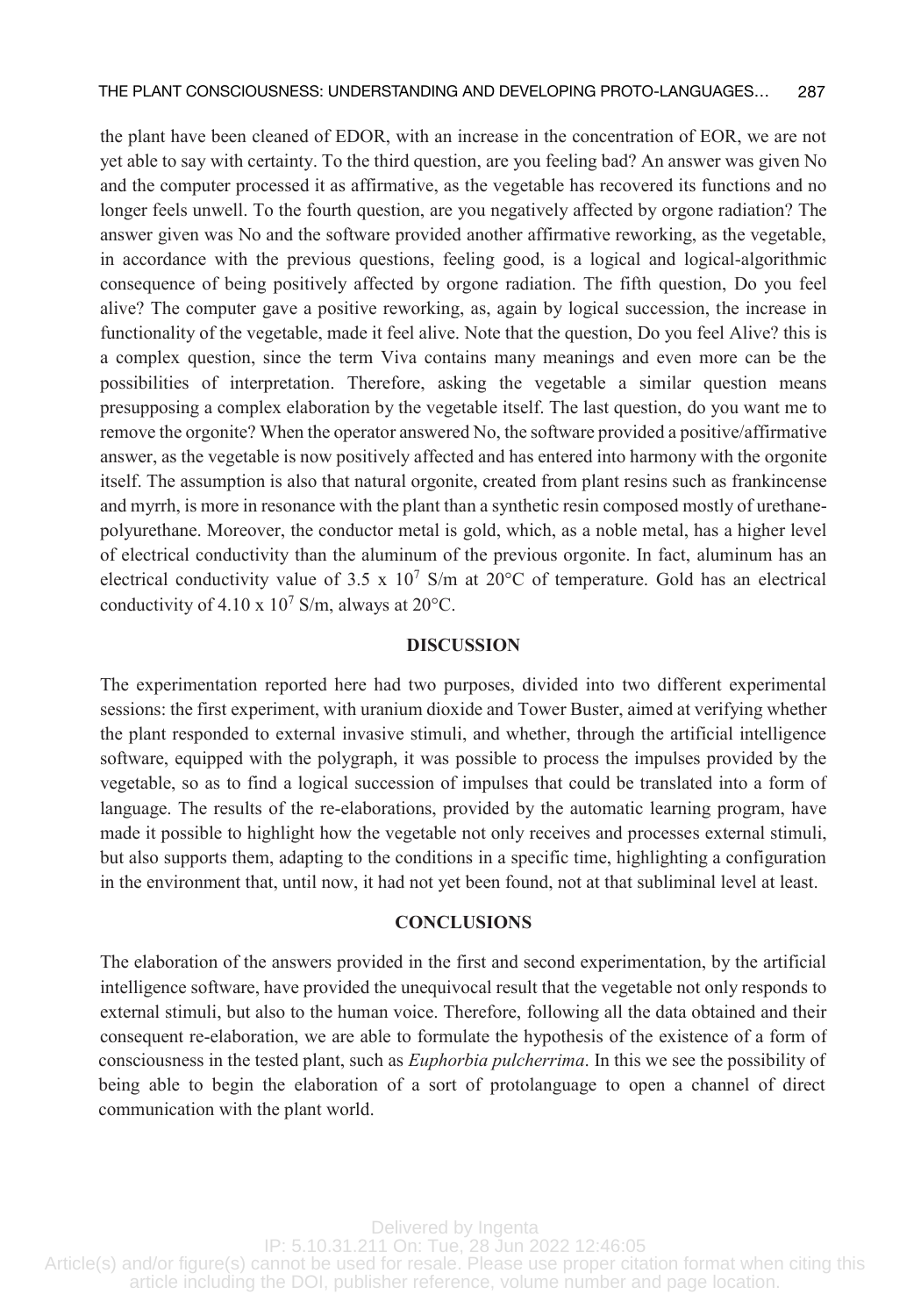the plant have been cleaned of EDOR, with an increase in the concentration of EOR, we are not yet able to say with certainty. To the third question, are you feeling bad? An answer was given No and the computer processed it as affirmative, as the vegetable has recovered its functions and no longer feels unwell. To the fourth question, are you negatively affected by orgone radiation? The answer given was No and the software provided another affirmative reworking, as the vegetable, in accordance with the previous questions, feeling good, is a logical and logical-algorithmic consequence of being positively affected by orgone radiation. The fifth question, Do you feel alive? The computer gave a positive reworking, as, again by logical succession, the increase in functionality of the vegetable, made it feel alive. Note that the question, Do you feel Alive? this is a complex question, since the term Viva contains many meanings and even more can be the possibilities of interpretation. Therefore, asking the vegetable a similar question means presupposing a complex elaboration by the vegetable itself. The last question, do you want me to remove the orgonite? When the operator answered No, the software provided a positive/affirmative answer, as the vegetable is now positively affected and has entered into harmony with the orgonite itself. The assumption is also that natural orgonite, created from plant resins such as frankincense and myrrh, is more in resonance with the plant than a synthetic resin composed mostly of urethane-polyurethane. Moreover, the conductor metal is gold, which, as a noble metal, has a higher level of electrical conductivity than the aluminum of the previous orgonite. In fact, aluminum has an electrical conductivity value of $3.5 \times 10^7$ S/m at 20°C of temperature. Gold has an electrical conductivity of $4.10 \times 10^7$ S/m, always at 20°C.

## DISCUSSION

The experimentation reported here had two purposes, divided into two different experimental sessions: the first experiment, with uranium dioxide and Tower Buster, aimed at verifying whether the plant responded to external invasive stimuli, and whether, through the artificial intelligence software, equipped with the polygraph, it was possible to process the impulses provided by the vegetable, so as to find a logical succession of impulses that could be translated into a form of language. The results of the re-elaborations, provided by the automatic learning program, have made it possible to highlight how the vegetable not only receives and processes external stimuli, but also supports them, adapting to the conditions in a specific time, highlighting a configuration in the environment that, until now, it had not yet been found, not at that subliminal level at least.

## CONCLUSIONS

The elaboration of the answers provided in the first and second experimentation, by the artificial intelligence software, have provided the unequivocal result that the vegetable not only responds to external stimuli, but also to the human voice. Therefore, following all the data obtained and their consequent re-elaboration, we are able to formulate the hypothesis of the existence of a form of consciousness in the tested plant, such as *Euphorbia pulcherrima*. In this we see the possibility of being able to begin the elaboration of a sort of protolanguage to open a channel of direct communication with the plant world.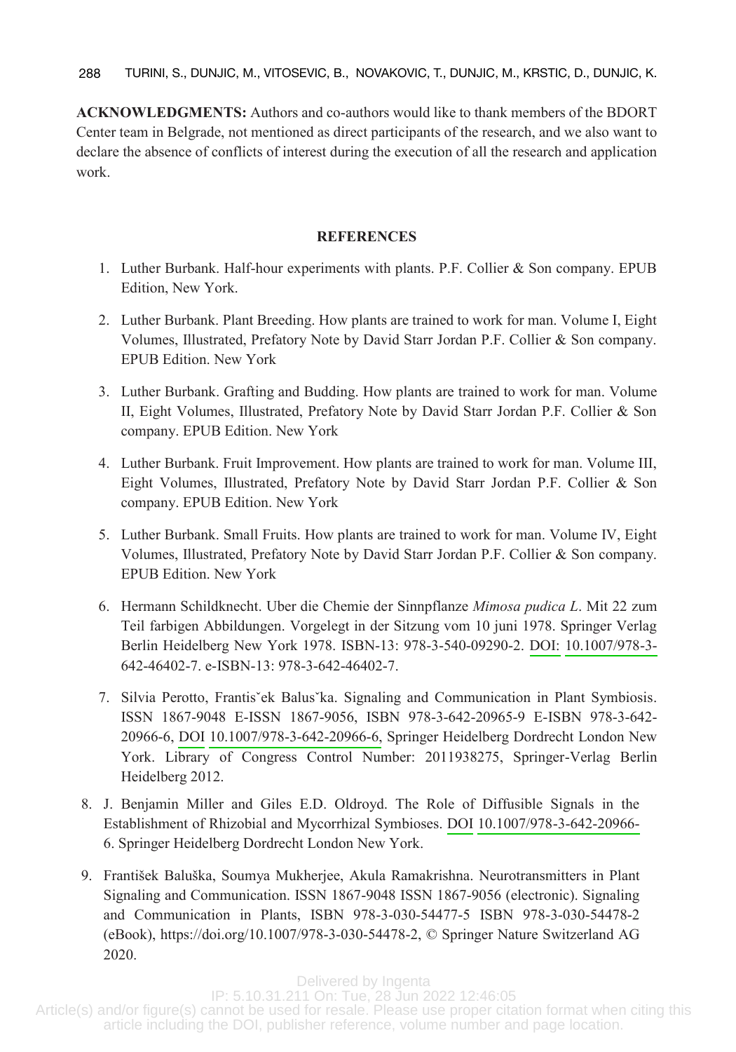**ACKNOWLEDGMENTS:** Authors and co-authors would like to thank members of the BDORT Center team in Belgrade, not mentioned as direct participants of the research, and we also want to declare the absence of conflicts of interest during the execution of all the research and application work.

## REFERENCES

1. Luther Burbank. Half-hour experiments with plants. P.F. Collier & Son company. EPUB Edition, New York.
2. Luther Burbank. Plant Breeding. How plants are trained to work for man. Volume I, Eight Volumes, Illustrated, Prefatory Note by David Starr Jordan P.F. Collier & Son company. EPUB Edition. New York
3. Luther Burbank. Grafting and Budding. How plants are trained to work for man. Volume II, Eight Volumes, Illustrated, Prefatory Note by David Starr Jordan P.F. Collier & Son company. EPUB Edition. New York
4. Luther Burbank. Fruit Improvement. How plants are trained to work for man. Volume III, Eight Volumes, Illustrated, Prefatory Note by David Starr Jordan P.F. Collier & Son company. EPUB Edition. New York
5. Luther Burbank. Small Fruits. How plants are trained to work for man. Volume IV, Eight Volumes, Illustrated, Prefatory Note by David Starr Jordan P.F. Collier & Son company. EPUB Edition. New York
6. Hermann Schildknecht. Uber die Chemie der Sinnpflanze *Mimosa pudica L*. Mit 22 zum Teil farbigen Abbildungen. Vorgelegt in der Sitzung vom 10 juni 1978. Springer Verlag Berlin Heidelberg New York 1978. ISBN-13: 978-3-540-09290-2. DOI: 10.1007/978-3-642-46402-7. e-ISBN-13: 978-3-642-46402-7.
7. Silvia Perotto, Frantisˇek Balusˇka. Signaling and Communication in Plant Symbiosis. ISSN 1867-9048 E-ISSN 1867-9056, ISBN 978-3-642-20965-9 E-ISBN 978-3-642-20966-6, DOI 10.1007/978-3-642-20966-6, Springer Heidelberg Dordrecht London New York. Library of Congress Control Number: 2011938275, Springer-Verlag Berlin Heidelberg 2012.
8. J. Benjamin Miller and Giles E.D. Oldroyd. The Role of Diffusible Signals in the Establishment of Rhizobial and Mycorrhizal Symbioses. DOI 10.1007/978-3-642-20966-6. Springer Heidelberg Dordrecht London New York.
9. František Baluška, Soumya Mukherjee, Akula Ramakrishna. Neurotransmitters in Plant Signaling and Communication. ISSN 1867-9048 ISSN 1867-9056 (electronic). Signaling and Communication in Plants, ISBN 978-3-030-54477-5 ISBN 978-3-030-54478-2 (eBook), https://doi.org/10.1007/978-3-030-54478-2, © Springer Nature Switzerland AG 2020.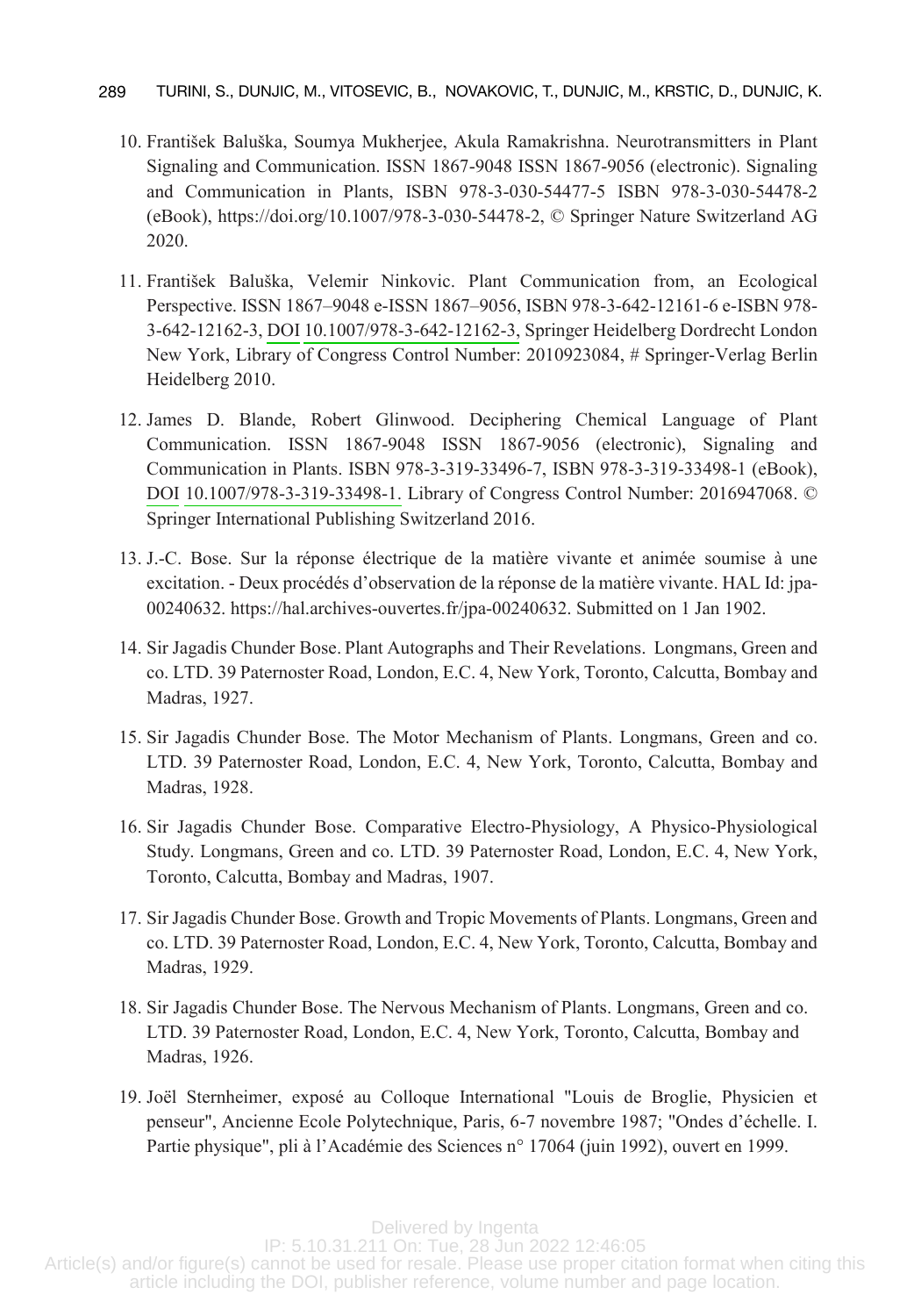10. František Baluška, Soumya Mukherjee, Akula Ramakrishna. Neurotransmitters in Plant Signaling and Communication. ISSN 1867-9048 ISSN 1867-9056 (electronic). Signaling and Communication in Plants, ISBN 978-3-030-54477-5 ISBN 978-3-030-54478-2 (eBook), https://doi.org/10.1007/978-3-030-54478-2, © Springer Nature Switzerland AG 2020.

11. František Baluška, Velemir Ninkovic. Plant Communication from, an Ecological Perspective. ISSN 1867–9048 e-ISSN 1867–9056, ISBN 978-3-642-12161-6 e-ISBN 978-3-642-12162-3, DOI 10.1007/978-3-642-12162-3, Springer Heidelberg Dordrecht London New York, Library of Congress Control Number: 2010923084, # Springer-Verlag Berlin Heidelberg 2010.

12. James D. Blande, Robert Glinwood. Deciphering Chemical Language of Plant Communication. ISSN 1867-9048 ISSN 1867-9056 (electronic), Signaling and Communication in Plants. ISBN 978-3-319-33496-7, ISBN 978-3-319-33498-1 (eBook), DOI 10.1007/978-3-319-33498-1. Library of Congress Control Number: 2016947068. © Springer International Publishing Switzerland 2016.

13. J.-C. Bose. Sur la réponse électrique de la matière vivante et animée soumise à une excitation. - Deux procédés d'observation de la réponse de la matière vivante. HAL Id: jpa-00240632. https://hal.archives-ouvertes.fr/jpa-00240632. Submitted on 1 Jan 1902.

14. Sir Jagadis Chunder Bose. Plant Autographs and Their Revelations. Longmans, Green and co. LTD. 39 Paternoster Road, London, E.C. 4, New York, Toronto, Calcutta, Bombay and Madras, 1927.

15. Sir Jagadis Chunder Bose. The Motor Mechanism of Plants. Longmans, Green and co. LTD. 39 Paternoster Road, London, E.C. 4, New York, Toronto, Calcutta, Bombay and Madras, 1928.

16. Sir Jagadis Chunder Bose. Comparative Electro-Physiology, A Physico-Physiological Study. Longmans, Green and co. LTD. 39 Paternoster Road, London, E.C. 4, New York, Toronto, Calcutta, Bombay and Madras, 1907.

17. Sir Jagadis Chunder Bose. Growth and Tropic Movements of Plants. Longmans, Green and co. LTD. 39 Paternoster Road, London, E.C. 4, New York, Toronto, Calcutta, Bombay and Madras, 1929.

18. Sir Jagadis Chunder Bose. The Nervous Mechanism of Plants. Longmans, Green and co. LTD. 39 Paternoster Road, London, E.C. 4, New York, Toronto, Calcutta, Bombay and Madras, 1926.

19. Joël Sternheimer, exposé au Colloque International "Louis de Broglie, Physicien et penseur", Ancienne Ecole Polytechnique, Paris, 6-7 novembre 1987; "Ondes d'échelle. I. Partie physique", pli à l'Académie des Sciences n° 17064 (juin 1992), ouvert en 1999.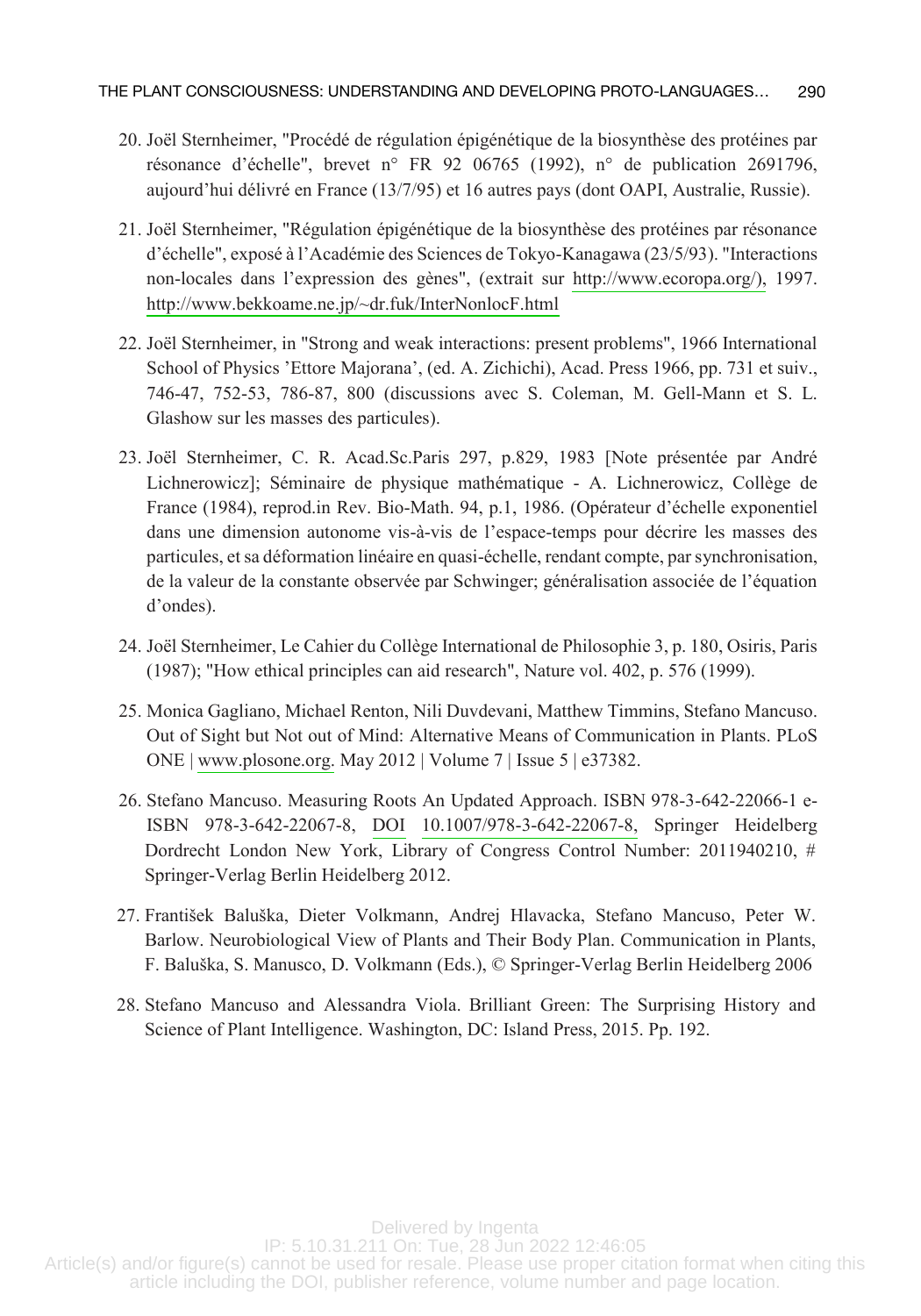20. Joël Sternheimer, "Procédé de régulation épigénétique de la biosynthèse des protéines par résonance d'échelle", brevet n° FR 92 06765 (1992), n° de publication 2691796, aujourd'hui délivré en France (13/7/95) et 16 autres pays (dont OAPI, Australie, Russie).

21. Joël Sternheimer, "Régulation épigénétique de la biosynthèse des protéines par résonance d'échelle", exposé à l'Académie des Sciences de Tokyo-Kanagawa (23/5/93). "Interactions non-locales dans l'expression des gènes", (extrait sur http://www.ecoropa.org/), 1997. http://www.bekkoame.ne.jp/~dr.fuk/InterNonlocF.html

22. Joël Sternheimer, in "Strong and weak interactions: present problems", 1966 International School of Physics 'Ettore Majorana', (ed. A. Zichichi), Acad. Press 1966, pp. 731 et suiv., 746-47, 752-53, 786-87, 800 (discussions avec S. Coleman, M. Gell-Mann et S. L. Glashow sur les masses des particules).

23. Joël Sternheimer, C. R. Acad.Sc.Paris 297, p.829, 1983 [Note présentée par André Lichnerowicz]; Séminaire de physique mathématique - A. Lichnerowicz, Collège de France (1984), reprod.in Rev. Bio-Math. 94, p.1, 1986. (Opérateur d'échelle exponentiel dans une dimension autonome vis-à-vis de l'espace-temps pour décrire les masses des particules, et sa déformation linéaire en quasi-échelle, rendant compte, par synchronisation, de la valeur de la constante observée par Schwinger; généralisation associée de l'équation d'ondes).

24. Joël Sternheimer, Le Cahier du Collège International de Philosophie 3, p. 180, Osiris, Paris (1987); "How ethical principles can aid research", Nature vol. 402, p. 576 (1999).

25. Monica Gagliano, Michael Renton, Nili Duvdevani, Matthew Timmins, Stefano Mancuso. Out of Sight but Not out of Mind: Alternative Means of Communication in Plants. PLoS ONE | www.plosone.org. May 2012 | Volume 7 | Issue 5 | e37382.

26. Stefano Mancuso. Measuring Roots An Updated Approach. ISBN 978-3-642-22066-1 e-ISBN 978-3-642-22067-8, DOI 10.1007/978-3-642-22067-8, Springer Heidelberg Dordrecht London New York, Library of Congress Control Number: 2011940210, # Springer-Verlag Berlin Heidelberg 2012.

27. František Baluška, Dieter Volkmann, Andrej Hlavacka, Stefano Mancuso, Peter W. Barlow. Neurobiological View of Plants and Their Body Plan. Communication in Plants, F. Baluška, S. Manusco, D. Volkmann (Eds.), © Springer-Verlag Berlin Heidelberg 2006

28. Stefano Mancuso and Alessandra Viola. Brilliant Green: The Surprising History and Science of Plant Intelligence. Washington, DC: Island Press, 2015. Pp. 192.